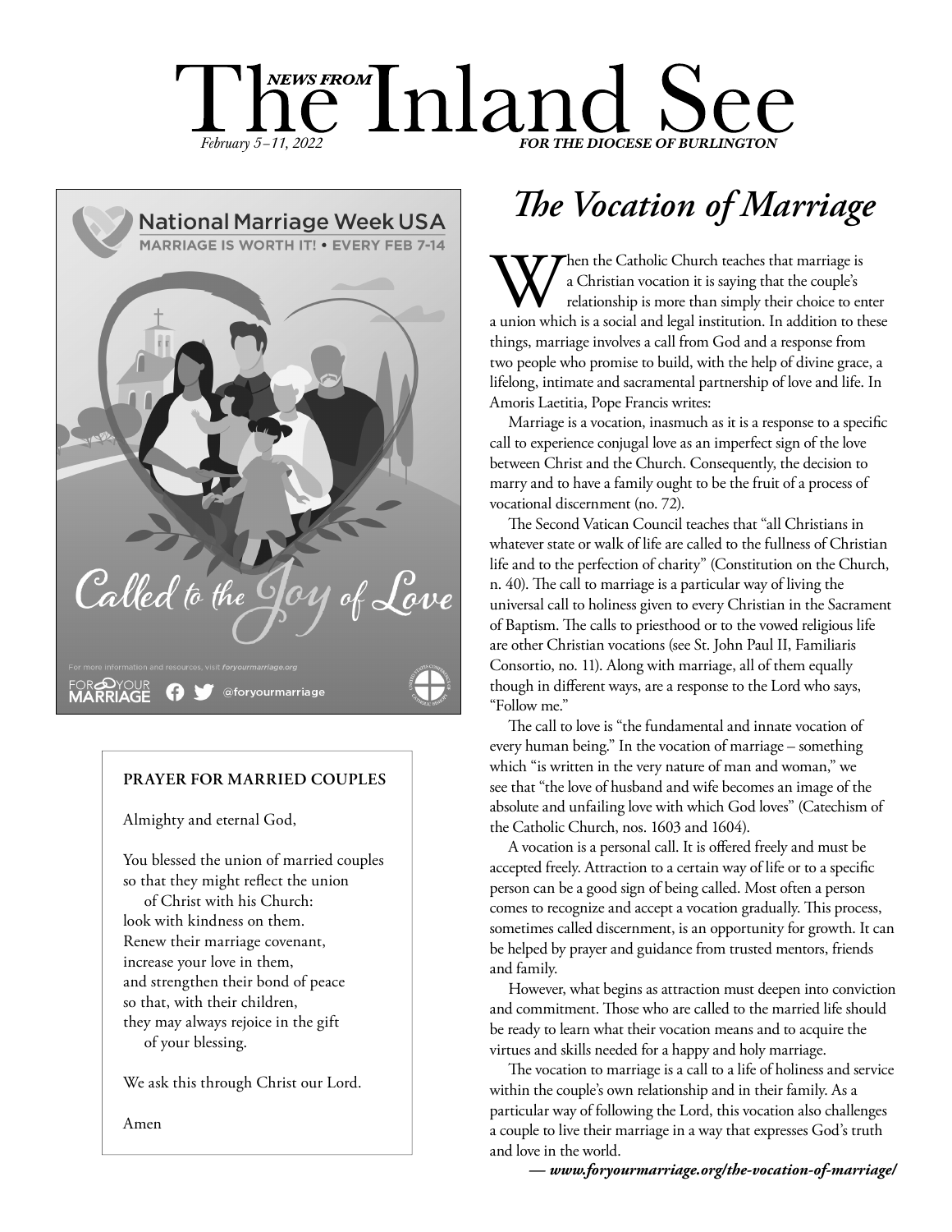# NEWS FROM The Inland See

*February 5–11, 2022* **FOR THE DIOCESE OF BURLINGTON**

National Marriage Week USA

MARRIAGE IS WORTH IT! • EVERY FEB 7-14

Called to the Joy of Love

For more information and resources, visit foryourmarriage.org

FOR YOUR MARRIAGE @foryourmarriage

**PRAYER FOR MARRIED COUPLES**

Almighty and eternal God,

You blessed the union of married couples
so that they might reflect the union
of Christ with his Church:
look with kindness on them.
Renew their marriage covenant,
increase your love in them,
and strengthen their bond of peace
so that, with their children,
they may always rejoice in the gift
of your blessing.

We ask this through Christ our Lord.

Amen

## *The Vocation of Marriage*

When the Catholic Church teaches that marriage is a Christian vocation it is saying that the couple's relationship is more than simply their choice to enter a union which is a social and legal institution. In addition to these things, marriage involves a call from God and a response from two people who promise to build, with the help of divine grace, a lifelong, intimate and sacramental partnership of love and life. In Amoris Laetitia, Pope Francis writes:

Marriage is a vocation, inasmuch as it is a response to a specific call to experience conjugal love as an imperfect sign of the love between Christ and the Church. Consequently, the decision to marry and to have a family ought to be the fruit of a process of vocational discernment (no. 72).

The Second Vatican Council teaches that "all Christians in whatever state or walk of life are called to the fullness of Christian life and to the perfection of charity" (Constitution on the Church, n. 40). The call to marriage is a particular way of living the universal call to holiness given to every Christian in the Sacrament of Baptism. The calls to priesthood or to the vowed religious life are other Christian vocations (see St. John Paul II, Familiaris Consortio, no. 11). Along with marriage, all of them equally though in different ways, are a response to the Lord who says, "Follow me."

The call to love is "the fundamental and innate vocation of every human being." In the vocation of marriage – something which "is written in the very nature of man and woman," we see that "the love of husband and wife becomes an image of the absolute and unfailing love with which God loves" (Catechism of the Catholic Church, nos. 1603 and 1604).

A vocation is a personal call. It is offered freely and must be accepted freely. Attraction to a certain way of life or to a specific person can be a good sign of being called. Most often a person comes to recognize and accept a vocation gradually. This process, sometimes called discernment, is an opportunity for growth. It can be helped by prayer and guidance from trusted mentors, friends and family.

However, what begins as attraction must deepen into conviction and commitment. Those who are called to the married life should be ready to learn what their vocation means and to acquire the virtues and skills needed for a happy and holy marriage.

The vocation to marriage is a call to a life of holiness and service within the couple's own relationship and in their family. As a particular way of following the Lord, this vocation also challenges a couple to live their marriage in a way that expresses God's truth and love in the world.

***— www.foryourmarriage.org/the-vocation-of-marriage/***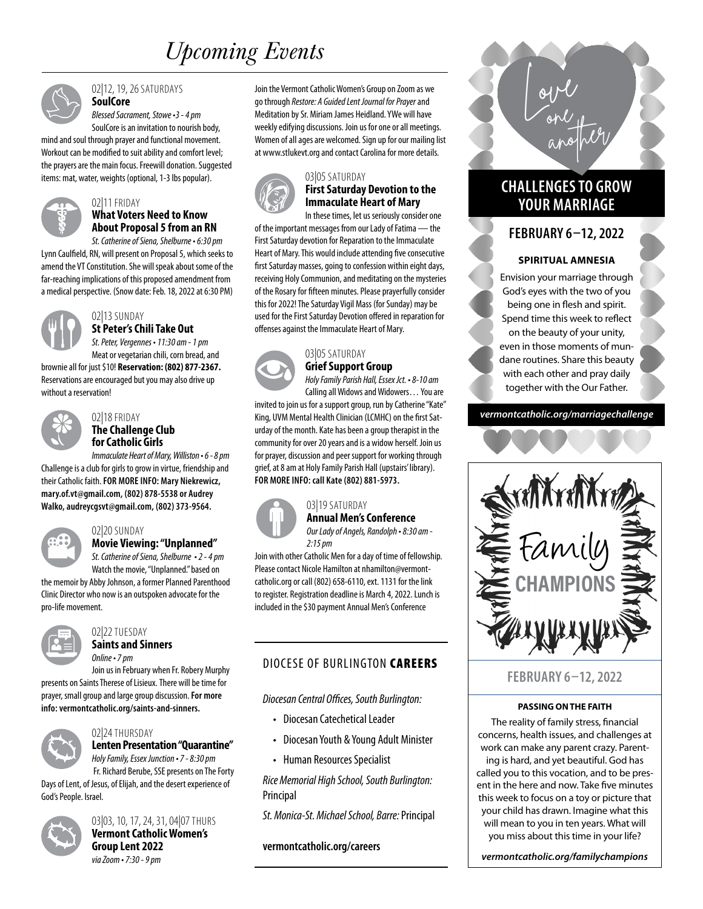# Upcoming Events

02|12, 19, 26 SATURDAYS
**SoulCore**
*Blessed Sacrament, Stowe • 3 - 4 pm*
SoulCore is an invitation to nourish body, mind and soul through prayer and functional movement. Workout can be modified to suit ability and comfort level; the prayers are the main focus. Freewill donation. Suggested items: mat, water, weights (optional, 1-3 lbs popular).

02|11 FRIDAY
**What Voters Need to Know About Proposal 5 from an RN**
*St. Catherine of Siena, Shelburne • 6:30 pm*
Lynn Caulfield, RN, will present on Proposal 5, which seeks to amend the VT Constitution. She will speak about some of the far-reaching implications of this proposed amendment from a medical perspective. (Snow date: Feb. 18, 2022 at 6:30 PM)

02|13 SUNDAY
**St Peter's Chili Take Out**
*St. Peter, Vergennes • 11:30 am - 1 pm*
Meat or vegetarian chili, corn bread, and brownie all for just $10! **Reservation: (802) 877-2367.** Reservations are encouraged but you may also drive up without a reservation!

02|18 FRIDAY
**The Challenge Club for Catholic Girls**
*Immaculate Heart of Mary, Williston • 6 - 8 pm*
Challenge is a club for girls to grow in virtue, friendship and their Catholic faith. **FOR MORE INFO: Mary Niekrewicz, mary.of.vt@gmail.com, (802) 878-5538 or Audrey Walko, audreycgsvt@gmail.com, (802) 373-9564.**

02|20 SUNDAY
**Movie Viewing: "Unplanned"**
*St. Catherine of Siena, Shelburne • 2 - 4 pm*
Watch the movie, "Unplanned." based on the memoir by Abby Johnson, a former Planned Parenthood Clinic Director who now is an outspoken advocate for the pro-life movement.

02|22 TUESDAY
**Saints and Sinners**
*Online • 7 pm*
Join us in February when Fr. Robery Murphy presents on Saints Therese of Lisieux. There will be time for prayer, small group and large group discussion. **For more info: vermontcatholic.org/saints-and-sinners.**

02|24 THURSDAY
**Lenten Presentation "Quarantine"**
*Holy Family, Essex Junction • 7 - 8:30 pm*
Fr. Richard Berube, SSE presents on The Forty Days of Lent, of Jesus, of Elijah, and the desert experience of God's People. Israel.

03|03, 10, 17, 24, 31, 04|07 THURS
**Vermont Catholic Women's Group Lent 2022**
*via Zoom • 7:30 - 9 pm*
Join the Vermont Catholic Women's Group on Zoom as we go through *Restore: A Guided Lent Journal for Prayer* and Meditation by Sr. Miriam James Heidland. YWe will have weekly edifying discussions. Join us for one or all meetings. Women of all ages are welcomed. Sign up for our mailing list at www.stlukevt.org and contact Carolina for more details.

03|05 SATURDAY
**First Saturday Devotion to the Immaculate Heart of Mary**
In these times, let us seriously consider one of the important messages from our Lady of Fatima — the First Saturday devotion for Reparation to the Immaculate Heart of Mary. This would include attending five consecutive first Saturday masses, going to confession within eight days, receiving Holy Communion, and meditating on the mysteries of the Rosary for fifteen minutes. Please prayerfully consider this for 2022! The Saturday Vigil Mass (for Sunday) may be used for the First Saturday Devotion offered in reparation for offenses against the Immaculate Heart of Mary.

03|05 SATURDAY
**Grief Support Group**
*Holy Family Parish Hall, Essex Jct. • 8-10 am*
Calling all Widows and Widowers… You are invited to join us for a support group, run by Catherine "Kate" King, UVM Mental Health Clinician (LCMHC) on the first Saturday of the month. Kate has been a group therapist in the community for over 20 years and is a widow herself. Join us for prayer, discussion and peer support for working through grief, at 8 am at Holy Family Parish Hall (upstairs' library). **FOR MORE INFO: call Kate (802) 881-5973.**

03|19 SATURDAY
**Annual Men's Conference**
*Our Lady of Angels, Randolph • 8:30 am - 2:15 pm*
Join with other Catholic Men for a day of time of fellowship. Please contact Nicole Hamilton at nhamilton@vermontcatholic.org or call (802) 658-6110, ext. 1131 for the link to register. Registration deadline is March 4, 2022. Lunch is included in the $30 payment Annual Men's Conference

## DIOCESE OF BURLINGTON **CAREERS**

*Diocesan Central Offices, South Burlington:*

- Diocesan Catechetical Leader
- Diocesan Youth & Young Adult Minister
- Human Resources Specialist

*Rice Memorial High School, South Burlington:* Principal

*St. Monica-St. Michael School, Barre:* Principal

**vermontcatholic.org/careers**

Love one another

## CHALLENGES TO GROW YOUR MARRIAGE

### FEBRUARY 6–12, 2022

**SPIRITUAL AMNESIA**

Envision your marriage through God's eyes with the two of you being one in flesh and spirit. Spend time this week to reflect on the beauty of your unity, even in those moments of mundane routines. Share this beauty with each other and pray daily together with the Our Father.

***vermontcatholic.org/marriagechallenge***

Family CHAMPIONS

### FEBRUARY 6–12, 2022

**PASSING ON THE FAITH**

The reality of family stress, financial concerns, health issues, and challenges at work can make any parent crazy. Parenting is hard, and yet beautiful. God has called you to this vocation, and to be present in the here and now. Take five minutes this week to focus on a toy or picture that your child has drawn. Imagine what this will mean to you in ten years. What will you miss about this time in your life?

***vermontcatholic.org/familychampions***